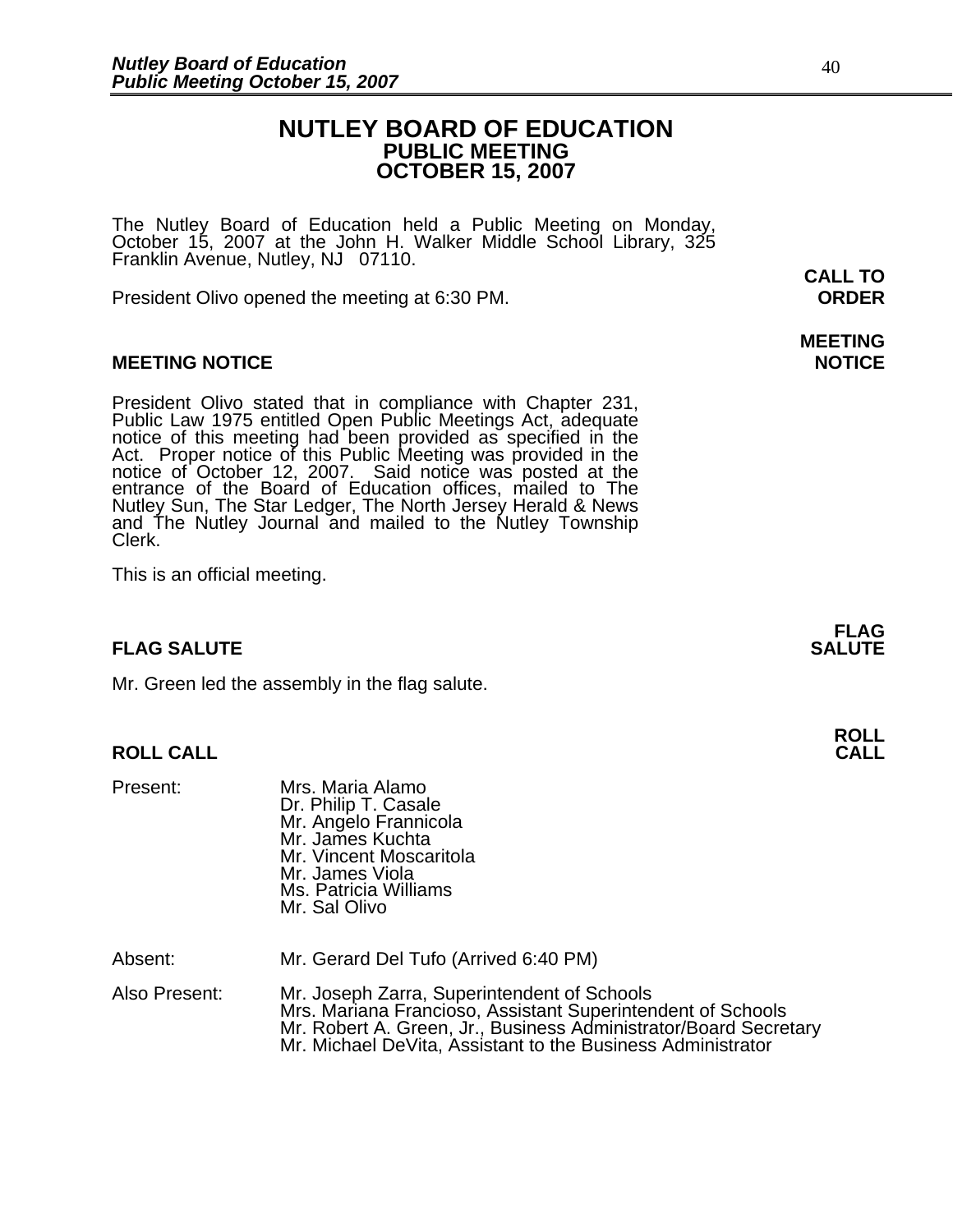# NUTLEY BOARD OF EDUCATION
## PUBLIC MEETING
## OCTOBER 15, 2007

The Nutley Board of Education held a Public Meeting on Monday, October 15, 2007 at the John H. Walker Middle School Library, 325 Franklin Avenue, Nutley, NJ 07110.

**CALL TO ORDER**

President Olivo opened the meeting at 6:30 PM.

**MEETING NOTICE**

President Olivo stated that in compliance with Chapter 231, Public Law 1975 entitled Open Public Meetings Act, adequate notice of this meeting had been provided as specified in the Act. Proper notice of this Public Meeting was provided in the notice of October 12, 2007. Said notice was posted at the entrance of the Board of Education offices, mailed to The Nutley Sun, The Star Ledger, The North Jersey Herald & News and The Nutley Journal and mailed to the Nutley Township Clerk.

This is an official meeting.

**FLAG SALUTE**

Mr. Green led the assembly in the flag salute.

**ROLL CALL**

Present: Mrs. Maria Alamo
Dr. Philip T. Casale
Mr. Angelo Frannicola
Mr. James Kuchta
Mr. Vincent Moscaritola
Mr. James Viola
Ms. Patricia Williams
Mr. Sal Olivo

Absent: Mr. Gerard Del Tufo (Arrived 6:40 PM)

Also Present: Mr. Joseph Zarra, Superintendent of Schools
Mrs. Mariana Francioso, Assistant Superintendent of Schools
Mr. Robert A. Green, Jr., Business Administrator/Board Secretary
Mr. Michael DeVita, Assistant to the Business Administrator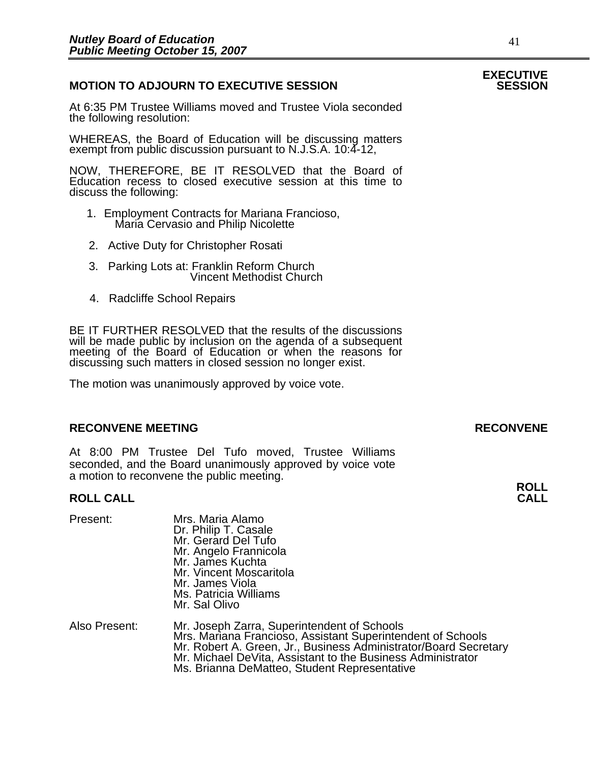## MOTION TO ADJOURN TO EXECUTIVE SESSION

**EXECUTIVE SESSION**

At 6:35 PM Trustee Williams moved and Trustee Viola seconded the following resolution:

WHEREAS, the Board of Education will be discussing matters exempt from public discussion pursuant to N.J.S.A. 10:4-12,

NOW, THEREFORE, BE IT RESOLVED that the Board of Education recess to closed executive session at this time to discuss the following:

1. Employment Contracts for Mariana Francioso, Maria Cervasio and Philip Nicolette
2. Active Duty for Christopher Rosati
3. Parking Lots at: Franklin Reform Church
   Vincent Methodist Church
4. Radcliffe School Repairs

BE IT FURTHER RESOLVED that the results of the discussions will be made public by inclusion on the agenda of a subsequent meeting of the Board of Education or when the reasons for discussing such matters in closed session no longer exist.

The motion was unanimously approved by voice vote.

## RECONVENE MEETING

**RECONVENE**

At 8:00 PM Trustee Del Tufo moved, Trustee Williams seconded, and the Board unanimously approved by voice vote a motion to reconvene the public meeting.

## ROLL CALL

**ROLL CALL**

Present:
- Mrs. Maria Alamo
- Dr. Philip T. Casale
- Mr. Gerard Del Tufo
- Mr. Angelo Frannicola
- Mr. James Kuchta
- Mr. Vincent Moscaritola
- Mr. James Viola
- Ms. Patricia Williams
- Mr. Sal Olivo

Also Present:
- Mr. Joseph Zarra, Superintendent of Schools
- Mrs. Mariana Francioso, Assistant Superintendent of Schools
- Mr. Robert A. Green, Jr., Business Administrator/Board Secretary
- Mr. Michael DeVita, Assistant to the Business Administrator
- Ms. Brianna DeMatteo, Student Representative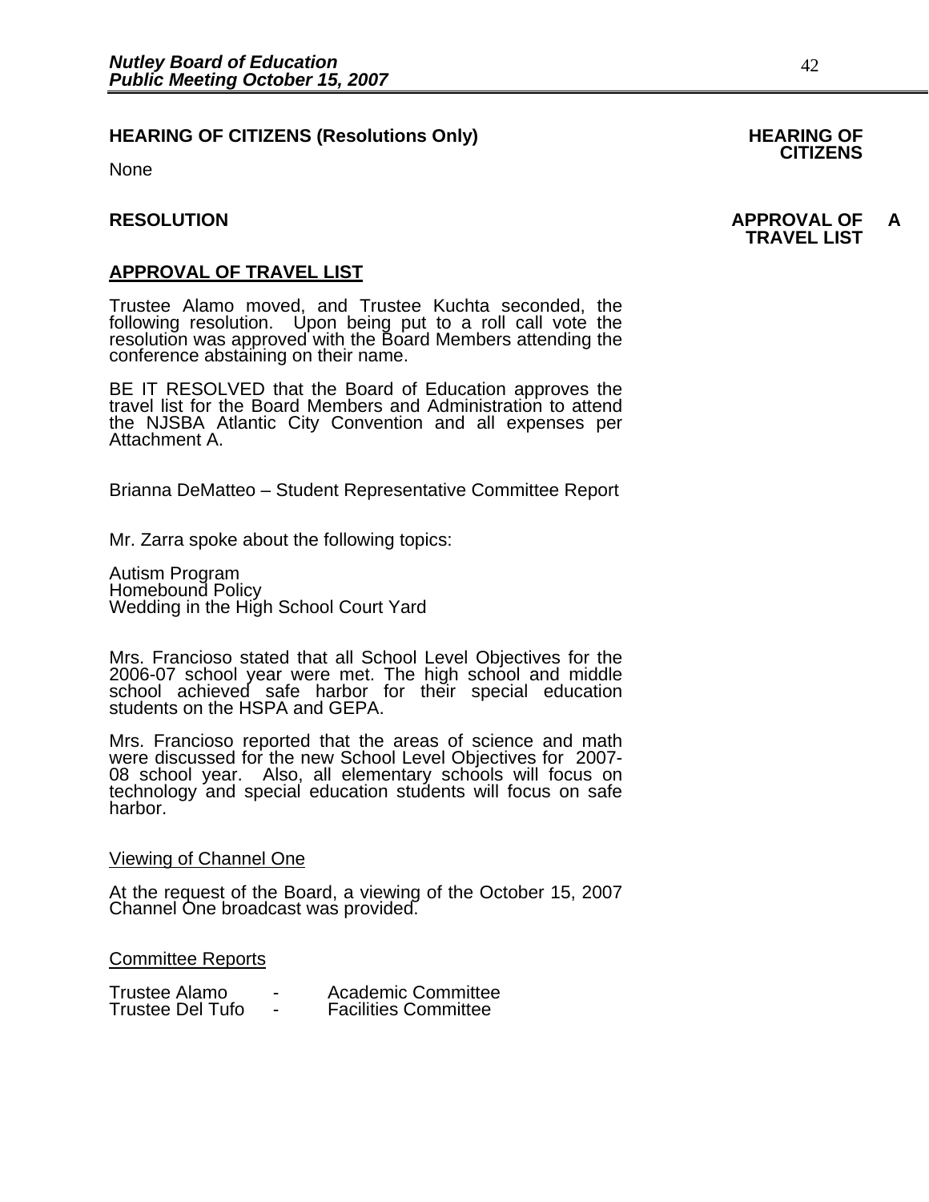**HEARING OF CITIZENS (Resolutions Only)**

**HEARING OF CITIZENS**

None

**RESOLUTION**

**APPROVAL OF A TRAVEL LIST**

**APPROVAL OF TRAVEL LIST**

Trustee Alamo moved, and Trustee Kuchta seconded, the following resolution. Upon being put to a roll call vote the resolution was approved with the Board Members attending the conference abstaining on their name.

BE IT RESOLVED that the Board of Education approves the travel list for the Board Members and Administration to attend the NJSBA Atlantic City Convention and all expenses per Attachment A.

Brianna DeMatteo – Student Representative Committee Report

Mr. Zarra spoke about the following topics:

Autism Program
Homebound Policy
Wedding in the High School Court Yard

Mrs. Francioso stated that all School Level Objectives for the 2006-07 school year were met. The high school and middle school achieved safe harbor for their special education students on the HSPA and GEPA.

Mrs. Francioso reported that the areas of science and math were discussed for the new School Level Objectives for 2007-08 school year. Also, all elementary schools will focus on technology and special education students will focus on safe harbor.

Viewing of Channel One

At the request of the Board, a viewing of the October 15, 2007 Channel One broadcast was provided.

Committee Reports

Trustee Alamo - Academic Committee
Trustee Del Tufo - Facilities Committee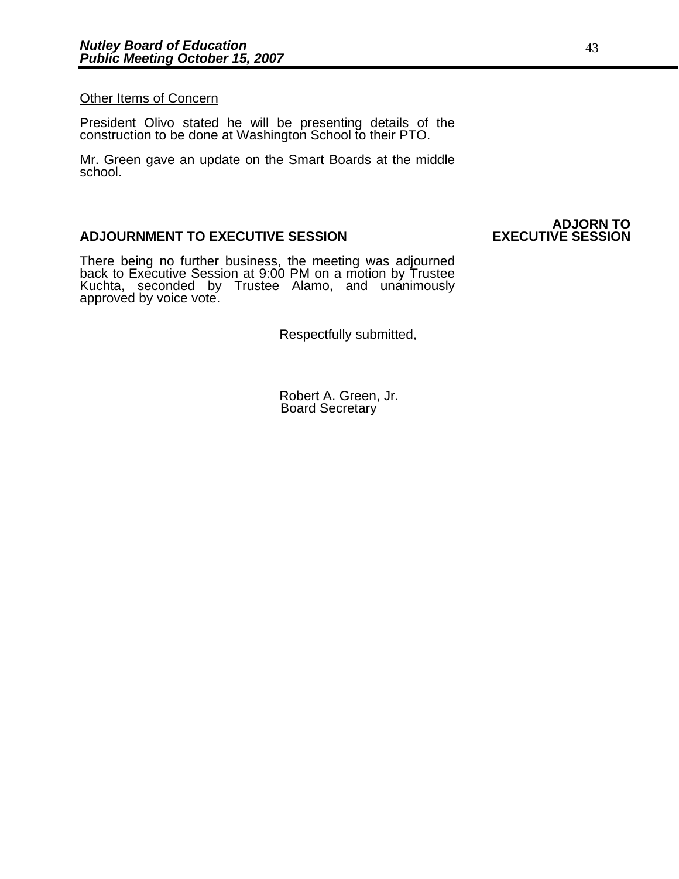Other Items of Concern

President Olivo stated he will be presenting details of the construction to be done at Washington School to their PTO.

Mr. Green gave an update on the Smart Boards at the middle school.

**ADJOURN TO EXECUTIVE SESSION**

**ADJOURNMENT TO EXECUTIVE SESSION**

There being no further business, the meeting was adjourned back to Executive Session at 9:00 PM on a motion by Trustee Kuchta, seconded by Trustee Alamo, and unanimously approved by voice vote.

Respectfully submitted,

Robert A. Green, Jr.
Board Secretary